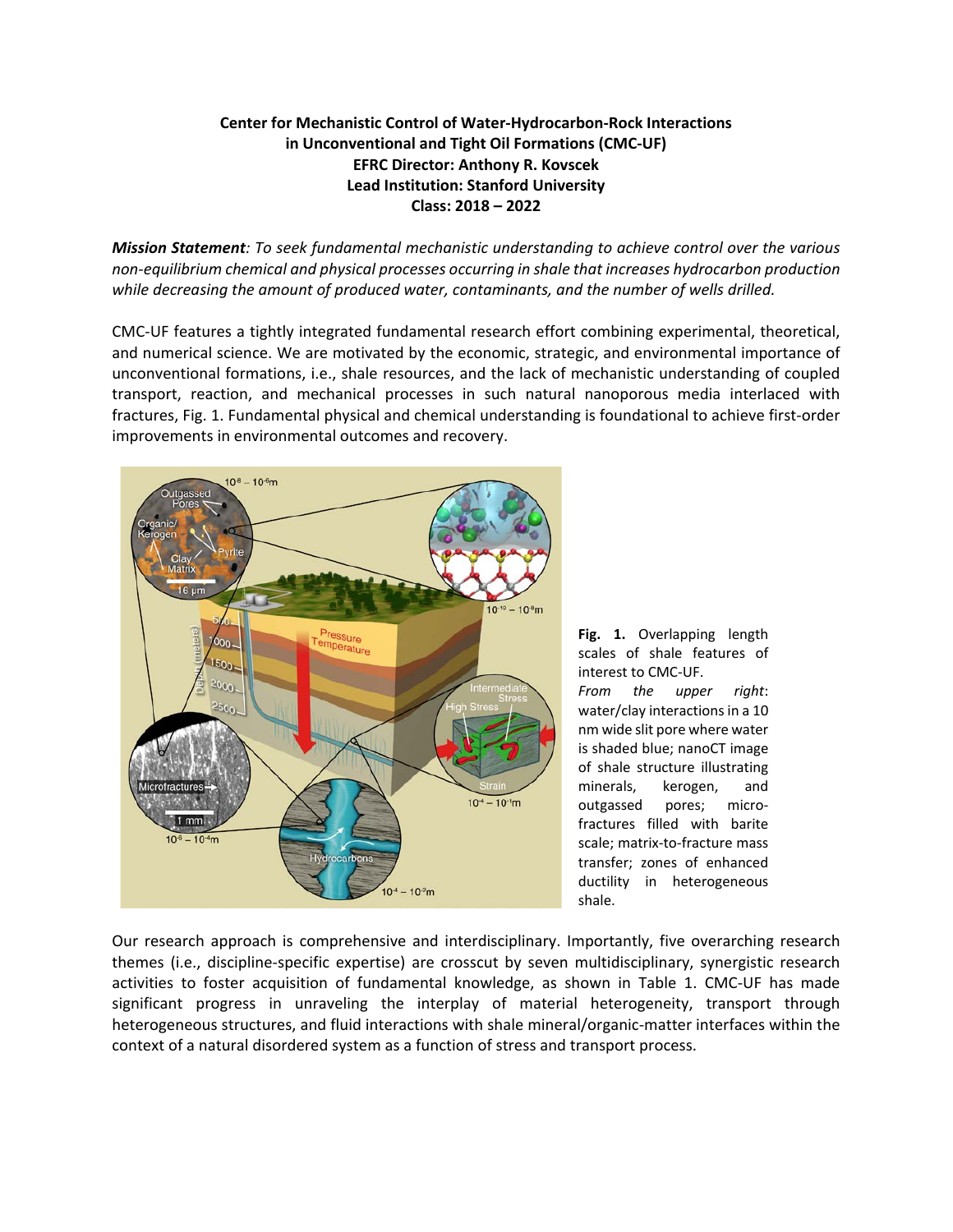**Center for Mechanistic Control of Water-Hydrocarbon-Rock Interactions in Unconventional and Tight Oil Formations (CMC-UF)**
**EFRC Director: Anthony R. Kovscek**
**Lead Institution: Stanford University**
**Class: 2018 – 2022**

***Mission Statement**: To seek fundamental mechanistic understanding to achieve control over the various non-equilibrium chemical and physical processes occurring in shale that increases hydrocarbon production while decreasing the amount of produced water, contaminants, and the number of wells drilled.*

CMC-UF features a tightly integrated fundamental research effort combining experimental, theoretical, and numerical science. We are motivated by the economic, strategic, and environmental importance of unconventional formations, i.e., shale resources, and the lack of mechanistic understanding of coupled transport, reaction, and mechanical processes in such natural nanoporous media interlaced with fractures, Fig. 1. Fundamental physical and chemical understanding is foundational to achieve first-order improvements in environmental outcomes and recovery.

**Fig. 1.** Overlapping length scales of shale features of interest to CMC-UF. *From the upper right*: water/clay interactions in a 10 nm wide slit pore where water is shaded blue; nanoCT image of shale structure illustrating minerals, kerogen, and outgassed pores; micro-fractures filled with barite scale; matrix-to-fracture mass transfer; zones of enhanced ductility in heterogeneous shale.

Our research approach is comprehensive and interdisciplinary. Importantly, five overarching research themes (i.e., discipline-specific expertise) are crosscut by seven multidisciplinary, synergistic research activities to foster acquisition of fundamental knowledge, as shown in Table 1. CMC-UF has made significant progress in unraveling the interplay of material heterogeneity, transport through heterogeneous structures, and fluid interactions with shale mineral/organic-matter interfaces within the context of a natural disordered system as a function of stress and transport process.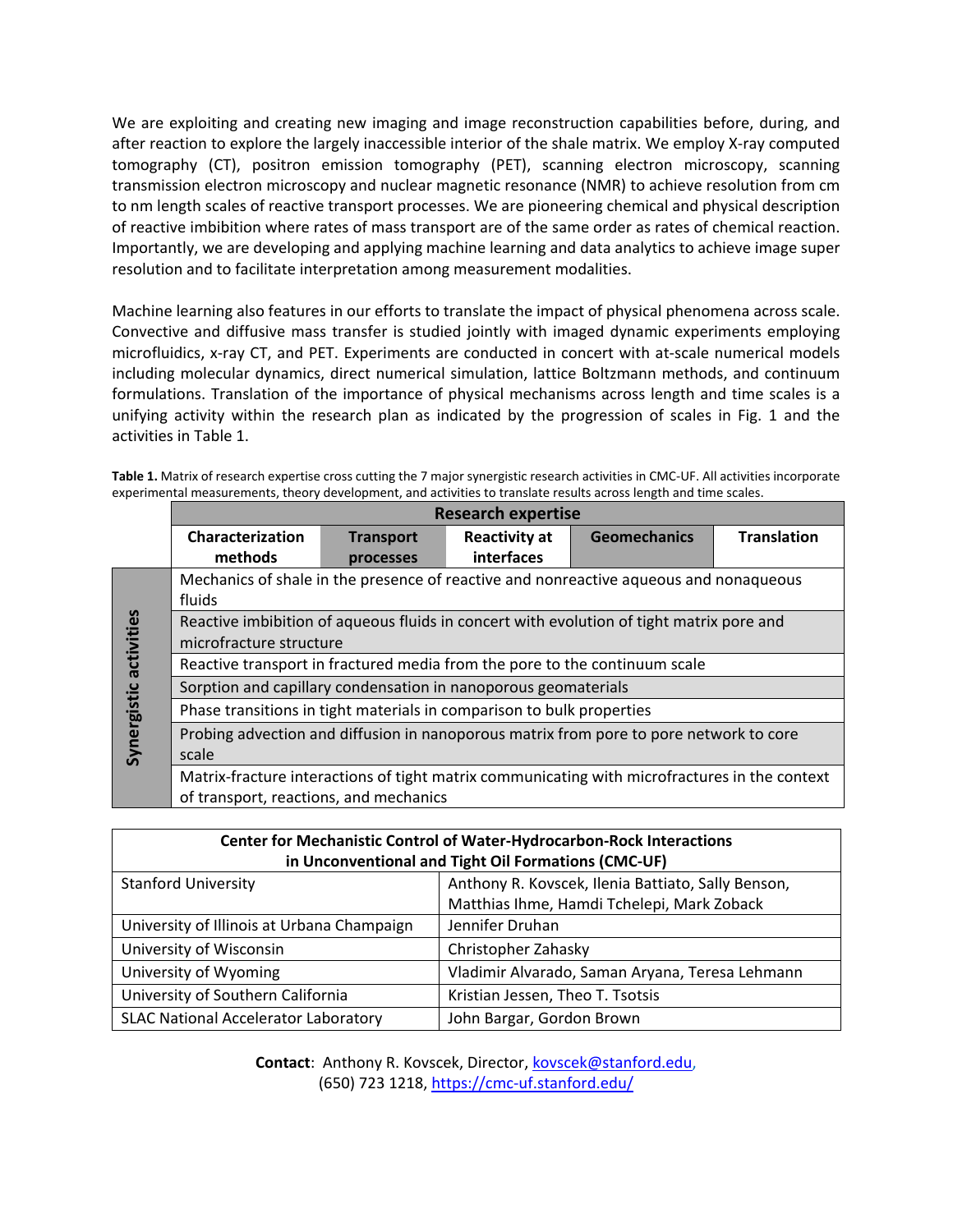We are exploiting and creating new imaging and image reconstruction capabilities before, during, and after reaction to explore the largely inaccessible interior of the shale matrix. We employ X-ray computed tomography (CT), positron emission tomography (PET), scanning electron microscopy, scanning transmission electron microscopy and nuclear magnetic resonance (NMR) to achieve resolution from cm to nm length scales of reactive transport processes. We are pioneering chemical and physical description of reactive imbibition where rates of mass transport are of the same order as rates of chemical reaction. Importantly, we are developing and applying machine learning and data analytics to achieve image super resolution and to facilitate interpretation among measurement modalities.

Machine learning also features in our efforts to translate the impact of physical phenomena across scale. Convective and diffusive mass transfer is studied jointly with imaged dynamic experiments employing microfluidics, x-ray CT, and PET. Experiments are conducted in concert with at-scale numerical models including molecular dynamics, direct numerical simulation, lattice Boltzmann methods, and continuum formulations. Translation of the importance of physical mechanisms across length and time scales is a unifying activity within the research plan as indicated by the progression of scales in Fig. 1 and the activities in Table 1.

**Table 1.** Matrix of research expertise cross cutting the 7 major synergistic research activities in CMC-UF. All activities incorporate experimental measurements, theory development, and activities to translate results across length and time scales.

| | Research expertise | | | | |
|---|---|---|---|---|---|
| | **Characterization methods** | **Transport processes** | **Reactivity at interfaces** | **Geomechanics** | **Translation** |
| **Synergistic activities** | Mechanics of shale in the presence of reactive and nonreactive aqueous and nonaqueous fluids | | | | |
| | Reactive imbibition of aqueous fluids in concert with evolution of tight matrix pore and microfracture structure | | | | |
| | Reactive transport in fractured media from the pore to the continuum scale | | | | |
| | Sorption and capillary condensation in nanoporous geomaterials | | | | |
| | Phase transitions in tight materials in comparison to bulk properties | | | | |
| | Probing advection and diffusion in nanoporous matrix from pore to pore network to core scale | | | | |
| | Matrix-fracture interactions of tight matrix communicating with microfractures in the context of transport, reactions, and mechanics | | | | |

| **Center for Mechanistic Control of Water-Hydrocarbon-Rock Interactions in Unconventional and Tight Oil Formations (CMC-UF)** | |
|---|---|
| Stanford University | Anthony R. Kovscek, Ilenia Battiato, Sally Benson, Matthias Ihme, Hamdi Tchelepi, Mark Zoback |
| University of Illinois at Urbana Champaign | Jennifer Druhan |
| University of Wisconsin | Christopher Zahasky |
| University of Wyoming | Vladimir Alvarado, Saman Aryana, Teresa Lehmann |
| University of Southern California | Kristian Jessen, Theo T. Tsotsis |
| SLAC National Accelerator Laboratory | John Bargar, Gordon Brown |

**Contact**: Anthony R. Kovscek, Director, kovscek@stanford.edu, (650) 723 1218, https://cmc-uf.stanford.edu/